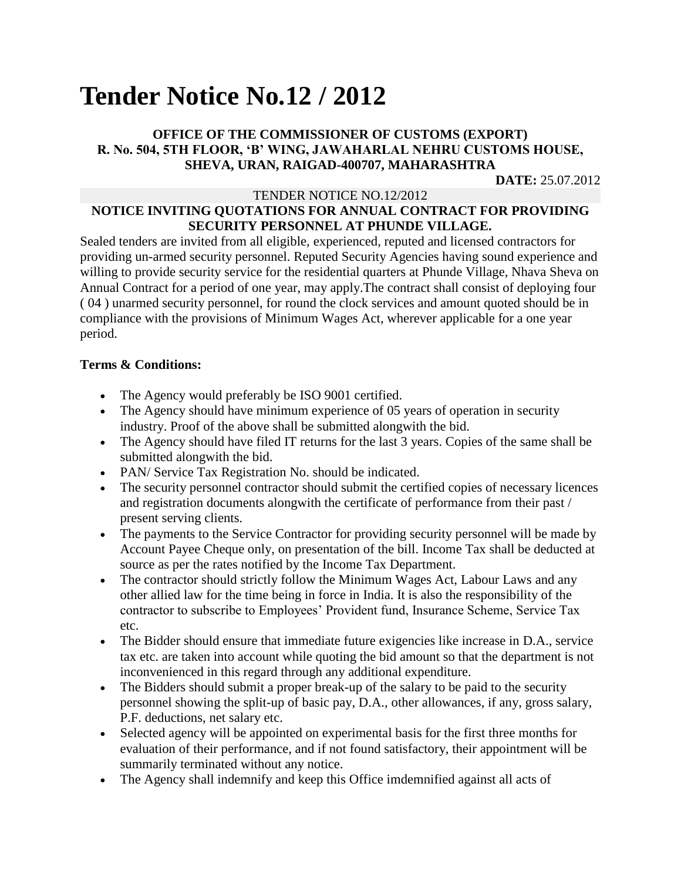# Tender Notice No.12 / 2012

**OFFICE OF THE COMMISSIONER OF CUSTOMS (EXPORT)**
**R. No. 504, 5TH FLOOR, 'B' WING, JAWAHARLAL NEHRU CUSTOMS HOUSE, SHEVA, URAN, RAIGAD-400707, MAHARASHTRA**

**DATE:** 25.07.2012

TENDER NOTICE NO.12/2012

**NOTICE INVITING QUOTATIONS FOR ANNUAL CONTRACT FOR PROVIDING SECURITY PERSONNEL AT PHUNDE VILLAGE.**

Sealed tenders are invited from all eligible, experienced, reputed and licensed contractors for providing un-armed security personnel. Reputed Security Agencies having sound experience and willing to provide security service for the residential quarters at Phunde Village, Nhava Sheva on Annual Contract for a period of one year, may apply.The contract shall consist of deploying four ( 04 ) unarmed security personnel, for round the clock services and amount quoted should be in compliance with the provisions of Minimum Wages Act, wherever applicable for a one year period.

**Terms & Conditions:**

- The Agency would preferably be ISO 9001 certified.
- The Agency should have minimum experience of 05 years of operation in security industry. Proof of the above shall be submitted alongwith the bid.
- The Agency should have filed IT returns for the last 3 years. Copies of the same shall be submitted alongwith the bid.
- PAN/ Service Tax Registration No. should be indicated.
- The security personnel contractor should submit the certified copies of necessary licences and registration documents alongwith the certificate of performance from their past / present serving clients.
- The payments to the Service Contractor for providing security personnel will be made by Account Payee Cheque only, on presentation of the bill. Income Tax shall be deducted at source as per the rates notified by the Income Tax Department.
- The contractor should strictly follow the Minimum Wages Act, Labour Laws and any other allied law for the time being in force in India. It is also the responsibility of the contractor to subscribe to Employees' Provident fund, Insurance Scheme, Service Tax etc.
- The Bidder should ensure that immediate future exigencies like increase in D.A., service tax etc. are taken into account while quoting the bid amount so that the department is not inconvenienced in this regard through any additional expenditure.
- The Bidders should submit a proper break-up of the salary to be paid to the security personnel showing the split-up of basic pay, D.A., other allowances, if any, gross salary, P.F. deductions, net salary etc.
- Selected agency will be appointed on experimental basis for the first three months for evaluation of their performance, and if not found satisfactory, their appointment will be summarily terminated without any notice.
- The Agency shall indemnify and keep this Office imdemnified against all acts of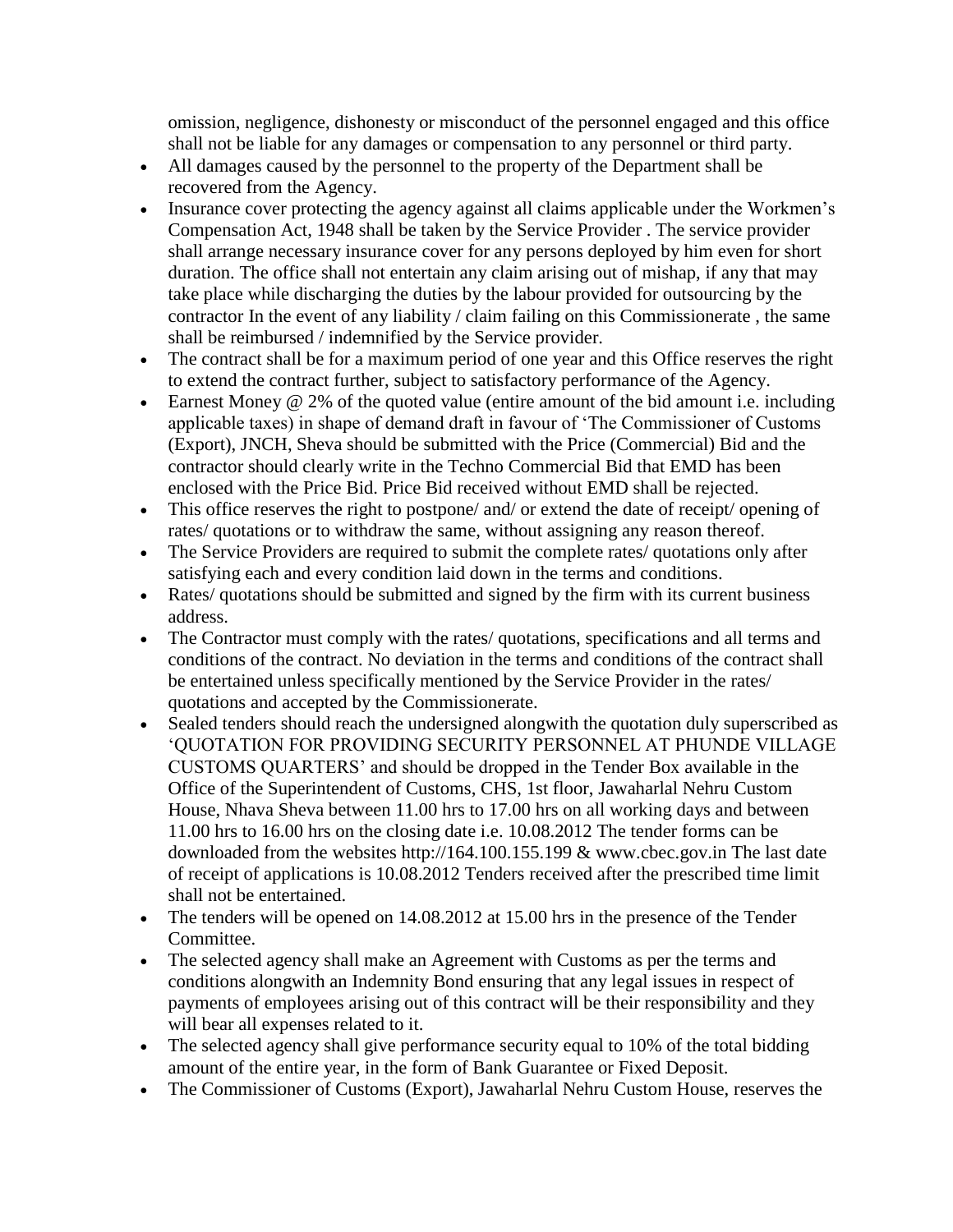omission, negligence, dishonesty or misconduct of the personnel engaged and this office shall not be liable for any damages or compensation to any personnel or third party.

- All damages caused by the personnel to the property of the Department shall be recovered from the Agency.
- Insurance cover protecting the agency against all claims applicable under the Workmen's Compensation Act, 1948 shall be taken by the Service Provider . The service provider shall arrange necessary insurance cover for any persons deployed by him even for short duration. The office shall not entertain any claim arising out of mishap, if any that may take place while discharging the duties by the labour provided for outsourcing by the contractor In the event of any liability / claim failing on this Commissionerate , the same shall be reimbursed / indemnified by the Service provider.
- The contract shall be for a maximum period of one year and this Office reserves the right to extend the contract further, subject to satisfactory performance of the Agency.
- Earnest Money @ 2% of the quoted value (entire amount of the bid amount i.e. including applicable taxes) in shape of demand draft in favour of 'The Commissioner of Customs (Export), JNCH, Sheva should be submitted with the Price (Commercial) Bid and the contractor should clearly write in the Techno Commercial Bid that EMD has been enclosed with the Price Bid. Price Bid received without EMD shall be rejected.
- This office reserves the right to postpone/ and/ or extend the date of receipt/ opening of rates/ quotations or to withdraw the same, without assigning any reason thereof.
- The Service Providers are required to submit the complete rates/ quotations only after satisfying each and every condition laid down in the terms and conditions.
- Rates/ quotations should be submitted and signed by the firm with its current business address.
- The Contractor must comply with the rates/ quotations, specifications and all terms and conditions of the contract. No deviation in the terms and conditions of the contract shall be entertained unless specifically mentioned by the Service Provider in the rates/ quotations and accepted by the Commissionerate.
- Sealed tenders should reach the undersigned alongwith the quotation duly superscribed as 'QUOTATION FOR PROVIDING SECURITY PERSONNEL AT PHUNDE VILLAGE CUSTOMS QUARTERS' and should be dropped in the Tender Box available in the Office of the Superintendent of Customs, CHS, 1st floor, Jawaharlal Nehru Custom House, Nhava Sheva between 11.00 hrs to 17.00 hrs on all working days and between 11.00 hrs to 16.00 hrs on the closing date i.e. 10.08.2012 The tender forms can be downloaded from the websites http://164.100.155.199 & www.cbec.gov.in The last date of receipt of applications is 10.08.2012 Tenders received after the prescribed time limit shall not be entertained.
- The tenders will be opened on 14.08.2012 at 15.00 hrs in the presence of the Tender Committee.
- The selected agency shall make an Agreement with Customs as per the terms and conditions alongwith an Indemnity Bond ensuring that any legal issues in respect of payments of employees arising out of this contract will be their responsibility and they will bear all expenses related to it.
- The selected agency shall give performance security equal to 10% of the total bidding amount of the entire year, in the form of Bank Guarantee or Fixed Deposit.
- The Commissioner of Customs (Export), Jawaharlal Nehru Custom House, reserves the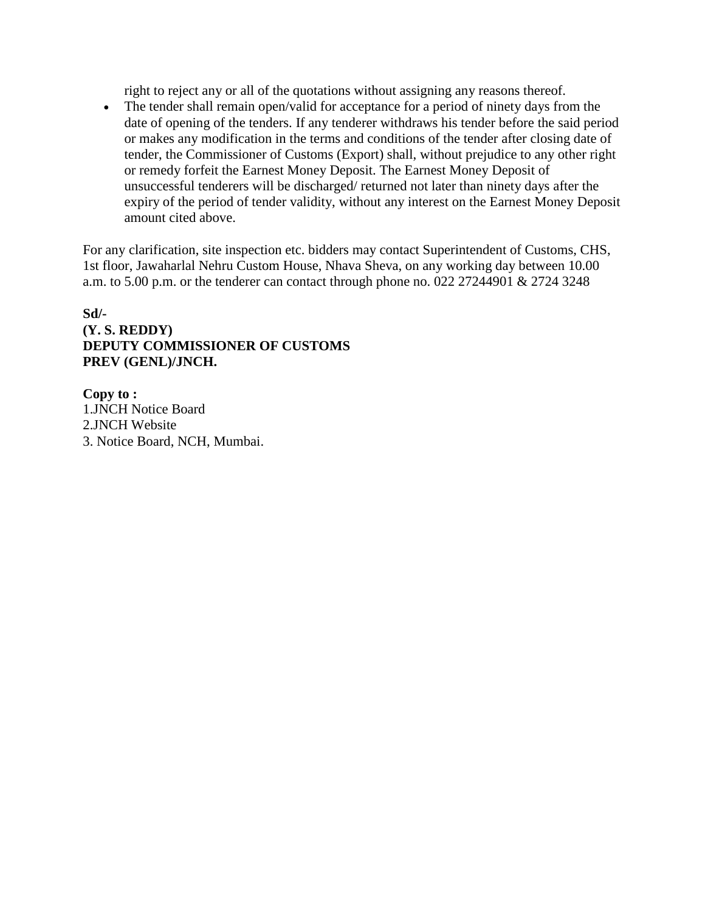right to reject any or all of the quotations without assigning any reasons thereof.

- The tender shall remain open/valid for acceptance for a period of ninety days from the date of opening of the tenders. If any tenderer withdraws his tender before the said period or makes any modification in the terms and conditions of the tender after closing date of tender, the Commissioner of Customs (Export) shall, without prejudice to any other right or remedy forfeit the Earnest Money Deposit. The Earnest Money Deposit of unsuccessful tenderers will be discharged/ returned not later than ninety days after the expiry of the period of tender validity, without any interest on the Earnest Money Deposit amount cited above.

For any clarification, site inspection etc. bidders may contact Superintendent of Customs, CHS, 1st floor, Jawaharlal Nehru Custom House, Nhava Sheva, on any working day between 10.00 a.m. to 5.00 p.m. or the tenderer can contact through phone no. 022 27244901 & 2724 3248

**Sd/-**
**(Y. S. REDDY)**
**DEPUTY COMMISSIONER OF CUSTOMS**
**PREV (GENL)/JNCH.**

**Copy to :**
1.JNCH Notice Board
2.JNCH Website
3. Notice Board, NCH, Mumbai.